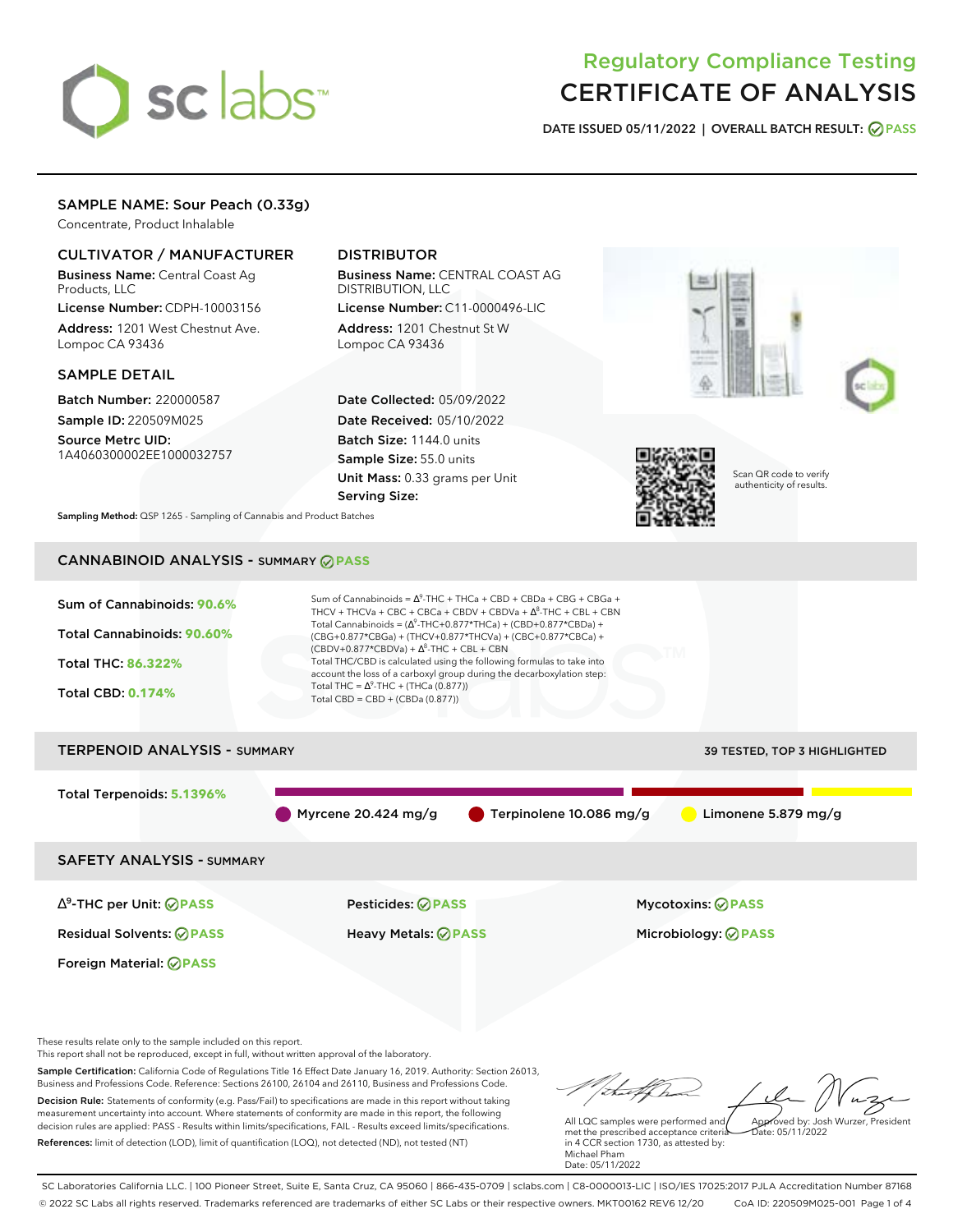# Regulatory Compliance Testing
# CERTIFICATE OF ANALYSIS

**DATE ISSUED 05/11/2022 | OVERALL BATCH RESULT: PASS**

## SAMPLE NAME: Sour Peach (0.33g)

Concentrate, Product Inhalable

### CULTIVATOR / MANUFACTURER

**Business Name:** Central Coast Ag Products, LLC

**License Number:** CDPH-10003156

**Address:** 1201 West Chestnut Ave. Lompoc CA 93436

### DISTRIBUTOR

**Business Name:** CENTRAL COAST AG DISTRIBUTION, LLC

**License Number:** C11-0000496-LIC

**Address:** 1201 Chestnut St W Lompoc CA 93436

### SAMPLE DETAIL

**Batch Number:** 220000587

**Sample ID:** 220509M025

**Source Metrc UID:** 1A4060300002EE1000032757

**Date Collected:** 05/09/2022

**Date Received:** 05/10/2022

**Batch Size:** 1144.0 units

**Sample Size:** 55.0 units

**Unit Mass:** 0.33 grams per Unit

**Serving Size:**

Scan QR code to verify authenticity of results.

**Sampling Method:** QSP 1265 - Sampling of Cannabis and Product Batches

## CANNABINOID ANALYSIS - SUMMARY PASS

**Sum of Cannabinoids:** 90.6%

**Total Cannabinoids:** 90.60%

**Total THC:** 86.322%

**Total CBD:** 0.174%

Sum of Cannabinoids = $\Delta^9$-THC + THCa + CBD + CBDa + CBG + CBGa + THCV + THCVa + CBC + CBCa + CBDV + CBDVa + $\Delta^8$-THC + CBL + CBN

Total Cannabinoids = ($\Delta^9$-THC+0.877*THCa) + (CBD+0.877*CBDa) + (CBG+0.877*CBGa) + (THCV+0.877*THCVa) + (CBC+0.877*CBCa) + (CBDV+0.877*CBDVa) + $\Delta^8$-THC + CBL + CBN

Total THC/CBD is calculated using the following formulas to take into account the loss of a carboxyl group during the decarboxylation step:

Total THC = $\Delta^9$-THC + (THCa (0.877))

Total CBD = CBD + (CBDa (0.877))

## TERPENOID ANALYSIS - SUMMARY

39 TESTED, TOP 3 HIGHLIGHTED

**Total Terpenoids:** 5.1396%

- Myrcene 20.424 mg/g
- Terpinolene 10.086 mg/g
- Limonene 5.879 mg/g

## SAFETY ANALYSIS - SUMMARY

| | | |
|---|---|---|
| $\Delta^9$-THC per Unit: PASS | Pesticides: PASS | Mycotoxins: PASS |
| Residual Solvents: PASS | Heavy Metals: PASS | Microbiology: PASS |
| Foreign Material: PASS | | |

These results relate only to the sample included on this report.
This report shall not be reproduced, except in full, without written approval of the laboratory.

**Sample Certification:** California Code of Regulations Title 16 Effect Date January 16, 2019. Authority: Section 26013, Business and Professions Code. Reference: Sections 26100, 26104 and 26110, Business and Professions Code.

**Decision Rule:** Statements of conformity (e.g. Pass/Fail) to specifications are made in this report without taking measurement uncertainty into account. Where statements of conformity are made in this report, the following decision rules are applied: PASS - Results within limits/specifications, FAIL - Results exceed limits/specifications.

**References:** limit of detection (LOD), limit of quantification (LOQ), not detected (ND), not tested (NT)

All LQC samples were performed and met the prescribed acceptance criteria in 4 CCR section 1730, as attested by: Michael Pham
Date: 05/11/2022

Approved by: Josh Wurzer, President
Date: 05/11/2022

SC Laboratories California LLC. | 100 Pioneer Street, Suite E, Santa Cruz, CA 95060 | 866-435-0709 | sclabs.com | C8-0000013-LIC | ISO/IES 17025:2017 PJLA Accreditation Number 87168
© 2022 SC Labs all rights reserved. Trademarks referenced are trademarks of either SC Labs or their respective owners. MKT00162 REV6 12/20 CoA ID: 220509M025-001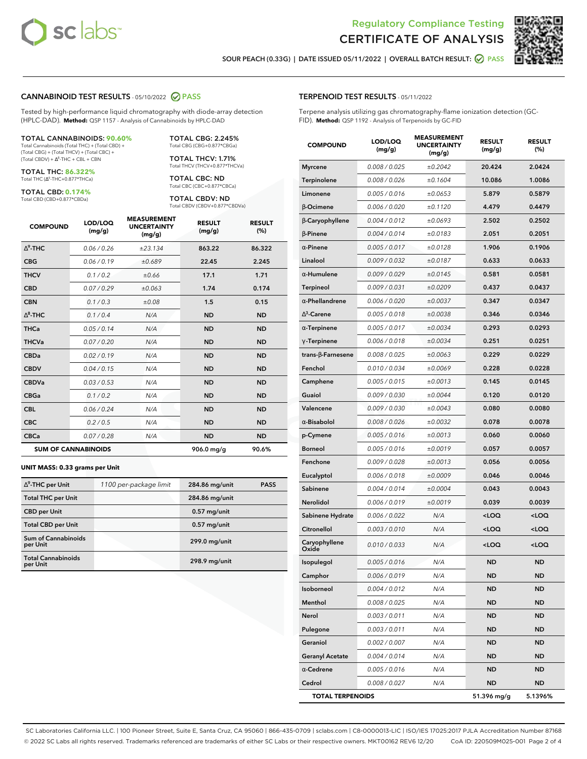## Regulatory Compliance Testing
## CERTIFICATE OF ANALYSIS

SOUR PEACH (0.33G) | DATE ISSUED 05/11/2022 | OVERALL BATCH RESULT: PASS

### CANNABINOID TEST RESULTS - 05/10/2022 PASS

Tested by high-performance liquid chromatography with diode-array detection (HPLC-DAD). **Method:** QSP 1157 - Analysis of Cannabinoids by HPLC-DAD

**TOTAL CANNABINOIDS: 90.60%**
Total Cannabinoids (Total THC) + (Total CBD) + (Total CBG) + (Total THCV) + (Total CBC) + (Total CBDV) + $\Delta^8$-THC + CBL + CBN

**TOTAL THC: 86.322%**
Total THC ($\Delta^9$-THC+0.877*THCa)

**TOTAL CBD: 0.174%**
Total CBD (CBD+0.877*CBDa)

**TOTAL CBG: 2.245%**
Total CBG (CBG+0.877*CBGa)

**TOTAL THCV: 1.71%**
Total THCV (THCV+0.877*THCVa)

**TOTAL CBC: ND**
Total CBC (CBC+0.877*CBCa)

**TOTAL CBDV: ND**
Total CBDV (CBDV+0.877*CBDVa)

| COMPOUND | LOD/LOQ (mg/g) | MEASUREMENT UNCERTAINTY (mg/g) | RESULT (mg/g) | RESULT (%) |
|---|---|---|---|---|
| $\Delta^9$-THC | 0.06 / 0.26 | ±23.134 | 863.22 | 86.322 |
| CBG | 0.06 / 0.19 | ±0.689 | 22.45 | 2.245 |
| THCV | 0.1 / 0.2 | ±0.66 | 17.1 | 1.71 |
| CBD | 0.07 / 0.29 | ±0.063 | 1.74 | 0.174 |
| CBN | 0.1 / 0.3 | ±0.08 | 1.5 | 0.15 |
| $\Delta^8$-THC | 0.1 / 0.4 | N/A | ND | ND |
| THCa | 0.05 / 0.14 | N/A | ND | ND |
| THCVa | 0.07 / 0.20 | N/A | ND | ND |
| CBDa | 0.02 / 0.19 | N/A | ND | ND |
| CBDV | 0.04 / 0.15 | N/A | ND | ND |
| CBDVa | 0.03 / 0.53 | N/A | ND | ND |
| CBGa | 0.1 / 0.2 | N/A | ND | ND |
| CBL | 0.06 / 0.24 | N/A | ND | ND |
| CBC | 0.2 / 0.5 | N/A | ND | ND |
| CBCa | 0.07 / 0.28 | N/A | ND | ND |
| **SUM OF CANNABINOIDS** | | | 906.0 mg/g | 90.6% |

**UNIT MASS: 0.33 grams per Unit**

| | | | |
|---|---|---|---|
| $\Delta^9$-THC per Unit | 1100 per-package limit | 284.86 mg/unit | PASS |
| Total THC per Unit | | 284.86 mg/unit | |
| CBD per Unit | | 0.57 mg/unit | |
| Total CBD per Unit | | 0.57 mg/unit | |
| Sum of Cannabinoids per Unit | | 299.0 mg/unit | |
| Total Cannabinoids per Unit | | 298.9 mg/unit | |

### TERPENOID TEST RESULTS - 05/11/2022

Terpene analysis utilizing gas chromatography-flame ionization detection (GC-FID). **Method:** QSP 1192 - Analysis of Terpenoids by GC-FID

| COMPOUND | LOD/LOQ (mg/g) | MEASUREMENT UNCERTAINTY (mg/g) | RESULT (mg/g) | RESULT (%) |
|---|---|---|---|---|
| Myrcene | 0.008 / 0.025 | ±0.2042 | 20.424 | 2.0424 |
| Terpinolene | 0.008 / 0.026 | ±0.1604 | 10.086 | 1.0086 |
| Limonene | 0.005 / 0.016 | ±0.0653 | 5.879 | 0.5879 |
| β-Ocimene | 0.006 / 0.020 | ±0.1120 | 4.479 | 0.4479 |
| β-Caryophyllene | 0.004 / 0.012 | ±0.0693 | 2.502 | 0.2502 |
| β-Pinene | 0.004 / 0.014 | ±0.0183 | 2.051 | 0.2051 |
| α-Pinene | 0.005 / 0.017 | ±0.0128 | 1.906 | 0.1906 |
| Linalool | 0.009 / 0.032 | ±0.0187 | 0.633 | 0.0633 |
| α-Humulene | 0.009 / 0.029 | ±0.0145 | 0.581 | 0.0581 |
| Terpineol | 0.009 / 0.031 | ±0.0209 | 0.437 | 0.0437 |
| α-Phellandrene | 0.006 / 0.020 | ±0.0037 | 0.347 | 0.0347 |
| $\Delta^3$-Carene | 0.005 / 0.018 | ±0.0038 | 0.346 | 0.0346 |
| α-Terpinene | 0.005 / 0.017 | ±0.0034 | 0.293 | 0.0293 |
| γ-Terpinene | 0.006 / 0.018 | ±0.0034 | 0.251 | 0.0251 |
| trans-β-Farnesene | 0.008 / 0.025 | ±0.0063 | 0.229 | 0.0229 |
| Fenchol | 0.010 / 0.034 | ±0.0069 | 0.228 | 0.0228 |
| Camphene | 0.005 / 0.015 | ±0.0013 | 0.145 | 0.0145 |
| Guaiol | 0.009 / 0.030 | ±0.0044 | 0.120 | 0.0120 |
| Valencene | 0.009 / 0.030 | ±0.0043 | 0.080 | 0.0080 |
| α-Bisabolol | 0.008 / 0.026 | ±0.0032 | 0.078 | 0.0078 |
| p-Cymene | 0.005 / 0.016 | ±0.0013 | 0.060 | 0.0060 |
| Borneol | 0.005 / 0.016 | ±0.0019 | 0.057 | 0.0057 |
| Fenchone | 0.009 / 0.028 | ±0.0013 | 0.056 | 0.0056 |
| Eucalyptol | 0.006 / 0.018 | ±0.0009 | 0.046 | 0.0046 |
| Sabinene | 0.004 / 0.014 | ±0.0004 | 0.043 | 0.0043 |
| Nerolidol | 0.006 / 0.019 | ±0.0019 | 0.039 | 0.0039 |
| Sabinene Hydrate | 0.006 / 0.022 | N/A | <LOQ | <LOQ |
| Citronellol | 0.003 / 0.010 | N/A | <LOQ | <LOQ |
| Caryophyllene Oxide | 0.010 / 0.033 | N/A | <LOQ | <LOQ |
| Isopulegol | 0.005 / 0.016 | N/A | ND | ND |
| Camphor | 0.006 / 0.019 | N/A | ND | ND |
| Isoborneol | 0.004 / 0.012 | N/A | ND | ND |
| Menthol | 0.008 / 0.025 | N/A | ND | ND |
| Nerol | 0.003 / 0.011 | N/A | ND | ND |
| Pulegone | 0.003 / 0.011 | N/A | ND | ND |
| Geraniol | 0.002 / 0.007 | N/A | ND | ND |
| Geranyl Acetate | 0.004 / 0.014 | N/A | ND | ND |
| α-Cedrene | 0.005 / 0.016 | N/A | ND | ND |
| Cedrol | 0.008 / 0.027 | N/A | ND | ND |
| **TOTAL TERPENOIDS** | | | 51.396 mg/g | 5.1396% |

SC Laboratories California LLC. | 100 Pioneer Street, Suite E, Santa Cruz, CA 95060 | 866-435-0709 | sclabs.com | C8-0000013-LIC | ISO/IES 17025:2017 PJLA Accreditation Number 87168
© 2022 SC Labs all rights reserved. Trademarks referenced are trademarks of either SC Labs or their respective owners. MKT00162 REV6 12/20 CoA ID: 220509M025-001